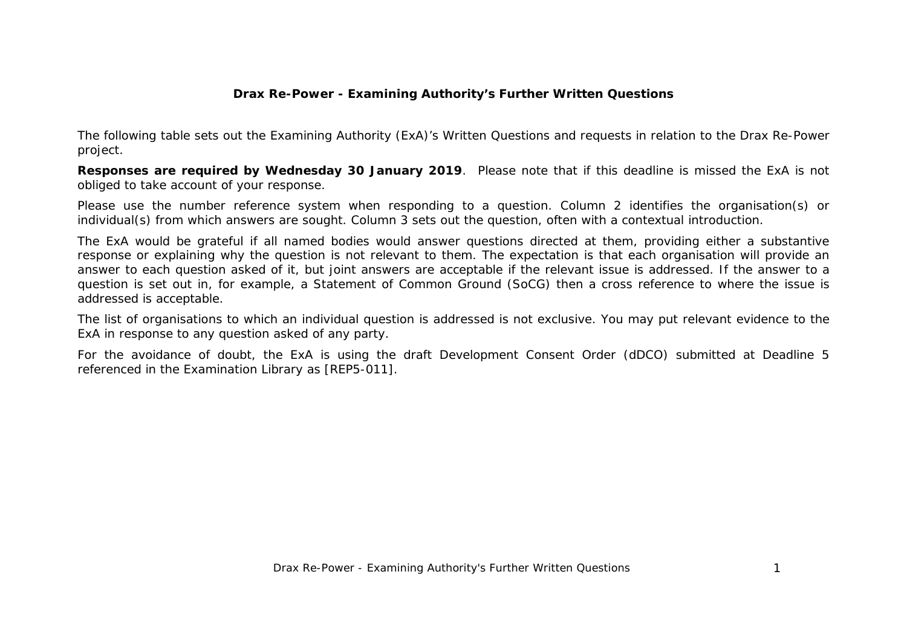# Drax Re-Power - Examining Authority's Further Written Questions

The following table sets out the Examining Authority (ExA)'s Written Questions and requests in relation to the Drax Re-Power project.

**Responses are required by Wednesday 30 January 2019**. Please note that if this deadline is missed the ExA is not obliged to take account of your response.

Please use the number reference system when responding to a question. Column 2 identifies the organisation(s) or individual(s) from which answers are sought. Column 3 sets out the question, often with a contextual introduction.

The ExA would be grateful if all named bodies would answer questions directed at them, providing either a substantive response or explaining why the question is not relevant to them. The expectation is that each organisation will provide an answer to each question asked of it, but joint answers are acceptable if the relevant issue is addressed. If the answer to a question is set out in, for example, a Statement of Common Ground (SoCG) then a cross reference to where the issue is addressed is acceptable.

The list of organisations to which an individual question is addressed is not exclusive. You may put relevant evidence to the ExA in response to any question asked of any party.

For the avoidance of doubt, the ExA is using the draft Development Consent Order (dDCO) submitted at Deadline 5 referenced in the Examination Library as [REP5-011].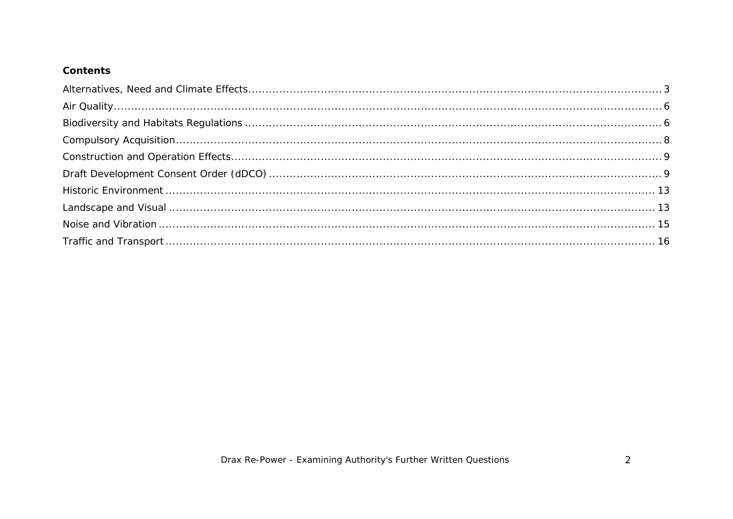**Contents**

Alternatives, Need and Climate Effects ........ 3
Air Quality ........ 6
Biodiversity and Habitats Regulations ........ 6
Compulsory Acquisition ........ 8
Construction and Operation Effects ........ 9
Draft Development Consent Order (dDCO) ........ 9
Historic Environment ........ 13
Landscape and Visual ........ 13
Noise and Vibration ........ 15
Traffic and Transport ........ 16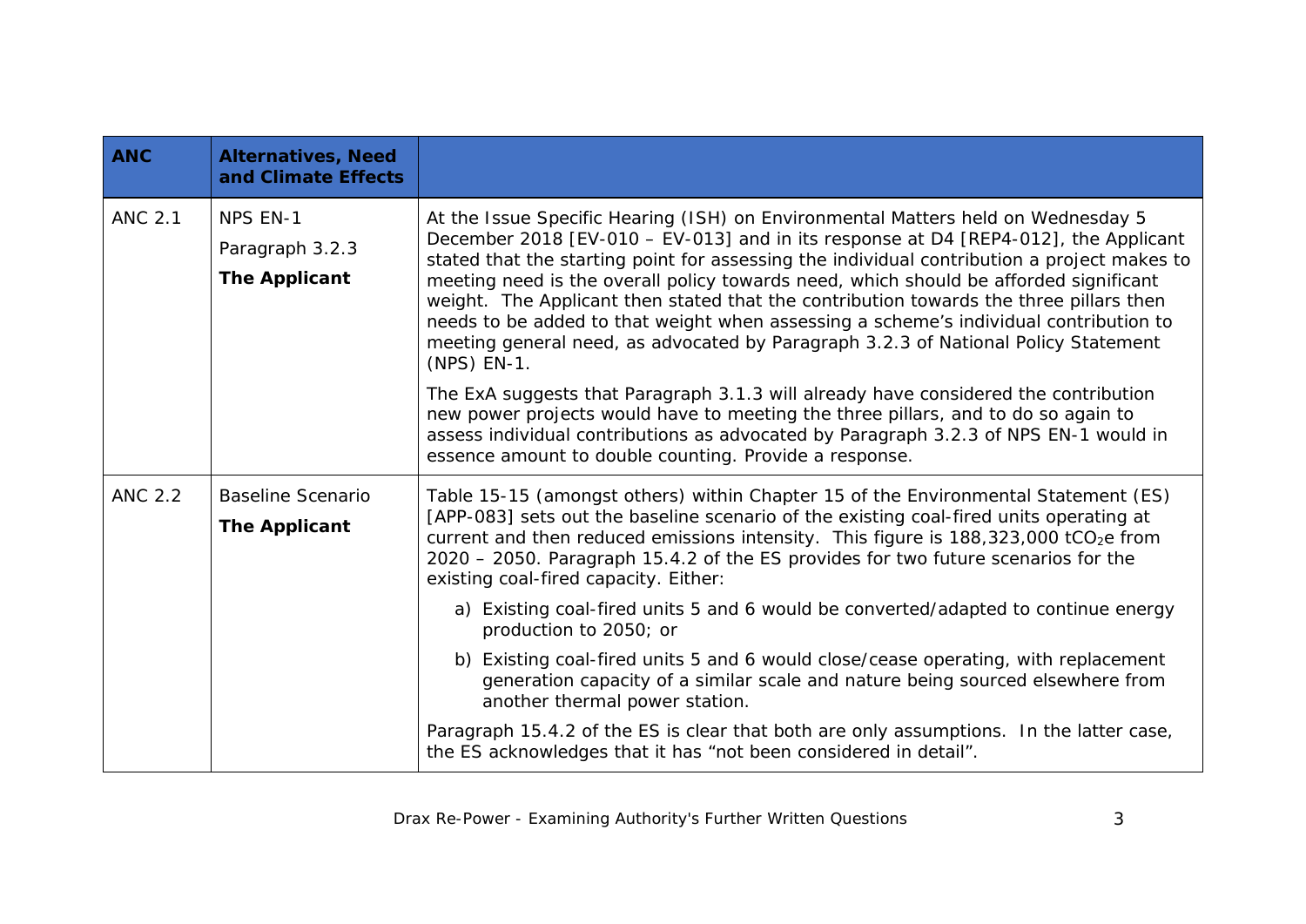| **ANC** | **Alternatives, Need and Climate Effects** | |
|---|---|---|
| ANC 2.1 | NPS EN-1<br>Paragraph 3.2.3<br>**The Applicant** | At the Issue Specific Hearing (ISH) on Environmental Matters held on Wednesday 5 December 2018 [EV-010 – EV-013] and in its response at D4 [REP4-012], the Applicant stated that the starting point for assessing the individual contribution a project makes to meeting need is the overall policy towards need, which should be afforded significant weight. The Applicant then stated that the contribution towards the three pillars then needs to be added to that weight when assessing a scheme's individual contribution to meeting general need, as advocated by Paragraph 3.2.3 of National Policy Statement (NPS) EN-1.<br><br>The ExA suggests that Paragraph 3.1.3 will already have considered the contribution new power projects would have to meeting the three pillars, and to do so again to assess individual contributions as advocated by Paragraph 3.2.3 of NPS EN-1 would in essence amount to double counting. Provide a response. |
| ANC 2.2 | Baseline Scenario<br>**The Applicant** | Table 15-15 (amongst others) within Chapter 15 of the Environmental Statement (ES) [APP-083] sets out the baseline scenario of the existing coal-fired units operating at current and then reduced emissions intensity. This figure is 188,323,000 $tCO_2e$ from 2020 – 2050. Paragraph 15.4.2 of the ES provides for two future scenarios for the existing coal-fired capacity. Either:<br><br>a) Existing coal-fired units 5 and 6 would be converted/adapted to continue energy production to 2050; or<br><br>b) Existing coal-fired units 5 and 6 would close/cease operating, with replacement generation capacity of a similar scale and nature being sourced elsewhere from another thermal power station.<br><br>Paragraph 15.4.2 of the ES is clear that both are only assumptions. In the latter case, the ES acknowledges that it has "not been considered in detail". |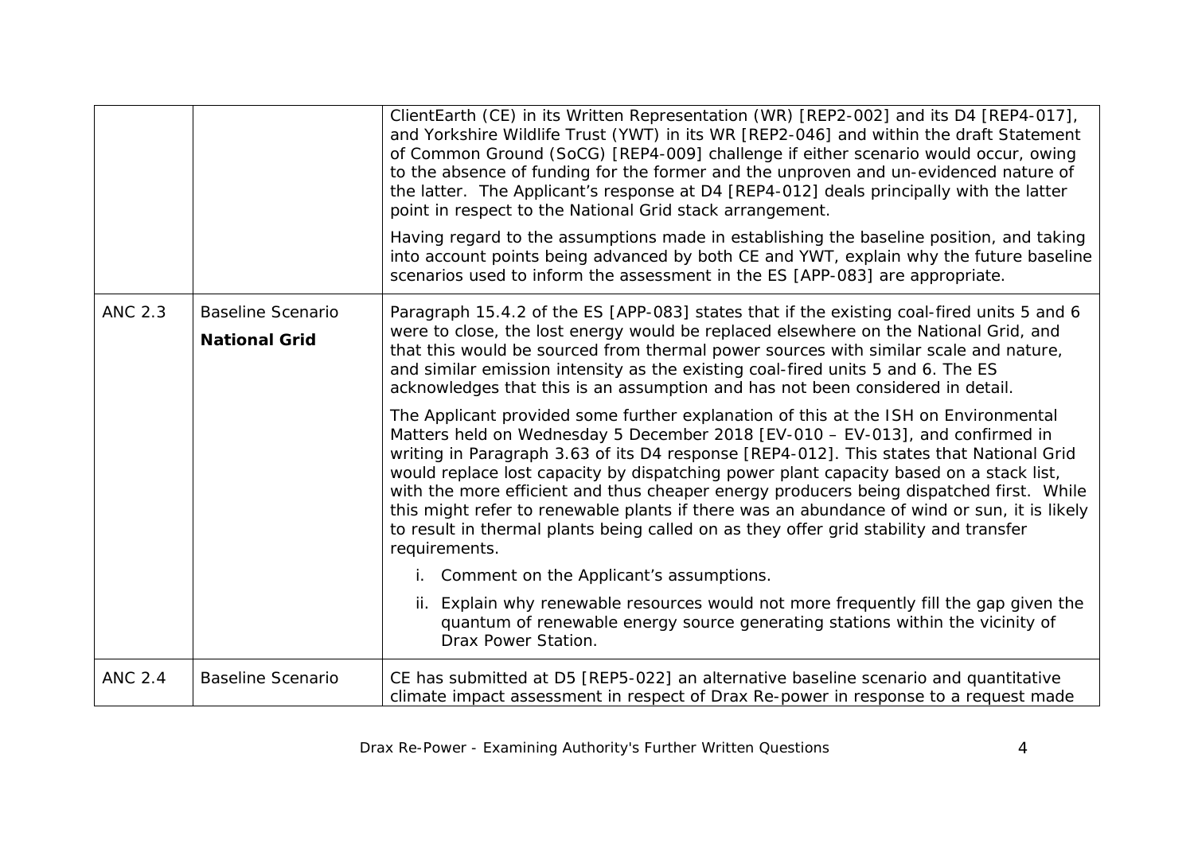| | | |
|---|---|---|
| | | ClientEarth (CE) in its Written Representation (WR) [REP2-002] and its D4 [REP4-017], and Yorkshire Wildlife Trust (YWT) in its WR [REP2-046] and within the draft Statement of Common Ground (SoCG) [REP4-009] challenge if either scenario would occur, owing to the absence of funding for the former and the unproven and un-evidenced nature of the latter. The Applicant's response at D4 [REP4-012] deals principally with the latter point in respect to the National Grid stack arrangement.<br><br>Having regard to the assumptions made in establishing the baseline position, and taking into account points being advanced by both CE and YWT, explain why the future baseline scenarios used to inform the assessment in the ES [APP-083] are appropriate. |
| ANC 2.3 | Baseline Scenario<br><br>**National Grid** | Paragraph 15.4.2 of the ES [APP-083] states that if the existing coal-fired units 5 and 6 were to close, the lost energy would be replaced elsewhere on the National Grid, and that this would be sourced from thermal power sources with similar scale and nature, and similar emission intensity as the existing coal-fired units 5 and 6. The ES acknowledges that this is an assumption and has not been considered in detail.<br><br>The Applicant provided some further explanation of this at the ISH on Environmental Matters held on Wednesday 5 December 2018 [EV-010 – EV-013], and confirmed in writing in Paragraph 3.63 of its D4 response [REP4-012]. This states that National Grid would replace lost capacity by dispatching power plant capacity based on a stack list, with the more efficient and thus cheaper energy producers being dispatched first. While this might refer to renewable plants if there was an abundance of wind or sun, it is likely to result in thermal plants being called on as they offer grid stability and transfer requirements.<br><br>i. Comment on the Applicant's assumptions.<br><br>ii. Explain why renewable resources would not more frequently fill the gap given the quantum of renewable energy source generating stations within the vicinity of Drax Power Station. |
| ANC 2.4 | Baseline Scenario | CE has submitted at D5 [REP5-022] an alternative baseline scenario and quantitative climate impact assessment in respect of Drax Re-power in response to a request made |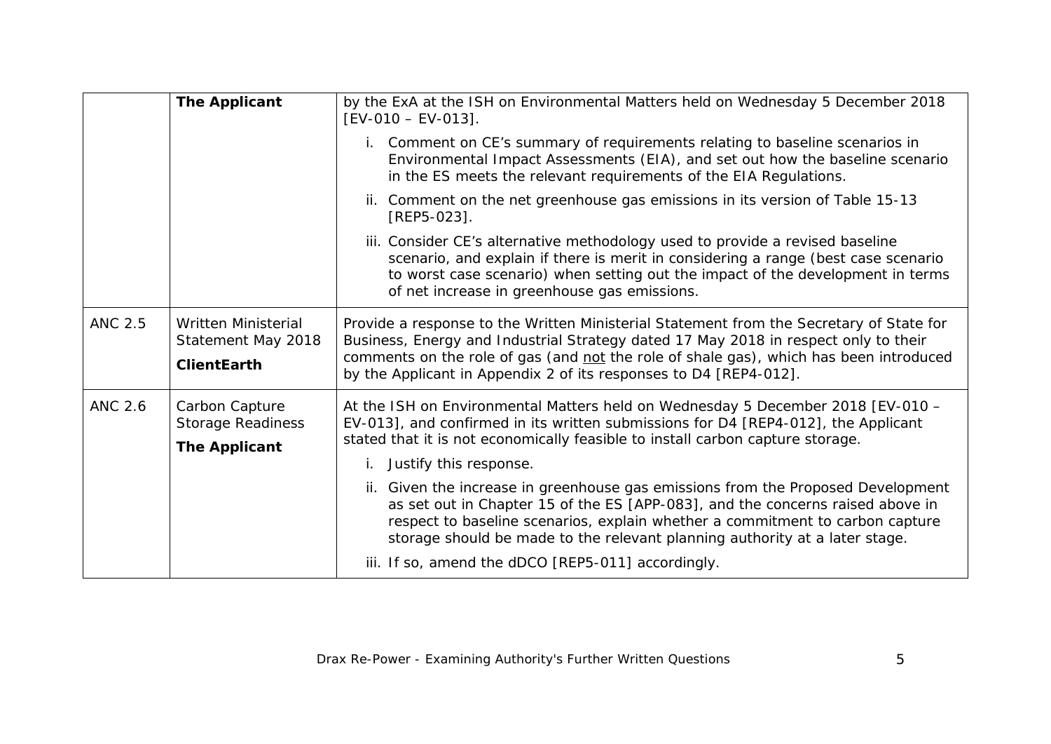| | | |
|---|---|---|
| | **The Applicant** | by the ExA at the ISH on Environmental Matters held on Wednesday 5 December 2018 [EV-010 – EV-013].<br><br>i. Comment on CE's summary of requirements relating to baseline scenarios in Environmental Impact Assessments (EIA), and set out how the baseline scenario in the ES meets the relevant requirements of the EIA Regulations.<br><br>ii. Comment on the net greenhouse gas emissions in its version of Table 15-13 [REP5-023].<br><br>iii. Consider CE's alternative methodology used to provide a revised baseline scenario, and explain if there is merit in considering a range (best case scenario to worst case scenario) when setting out the impact of the development in terms of net increase in greenhouse gas emissions. |
| ANC 2.5 | Written Ministerial Statement May 2018<br><br>**ClientEarth** | Provide a response to the Written Ministerial Statement from the Secretary of State for Business, Energy and Industrial Strategy dated 17 May 2018 in respect only to their comments on the role of gas (and <u>not</u> the role of shale gas), which has been introduced by the Applicant in Appendix 2 of its responses to D4 [REP4-012]. |
| ANC 2.6 | Carbon Capture Storage Readiness<br><br>**The Applicant** | At the ISH on Environmental Matters held on Wednesday 5 December 2018 [EV-010 – EV-013], and confirmed in its written submissions for D4 [REP4-012], the Applicant stated that it is not economically feasible to install carbon capture storage.<br><br>i. Justify this response.<br><br>ii. Given the increase in greenhouse gas emissions from the Proposed Development as set out in Chapter 15 of the ES [APP-083], and the concerns raised above in respect to baseline scenarios, explain whether a commitment to carbon capture storage should be made to the relevant planning authority at a later stage.<br><br>iii. If so, amend the dDCO [REP5-011] accordingly. |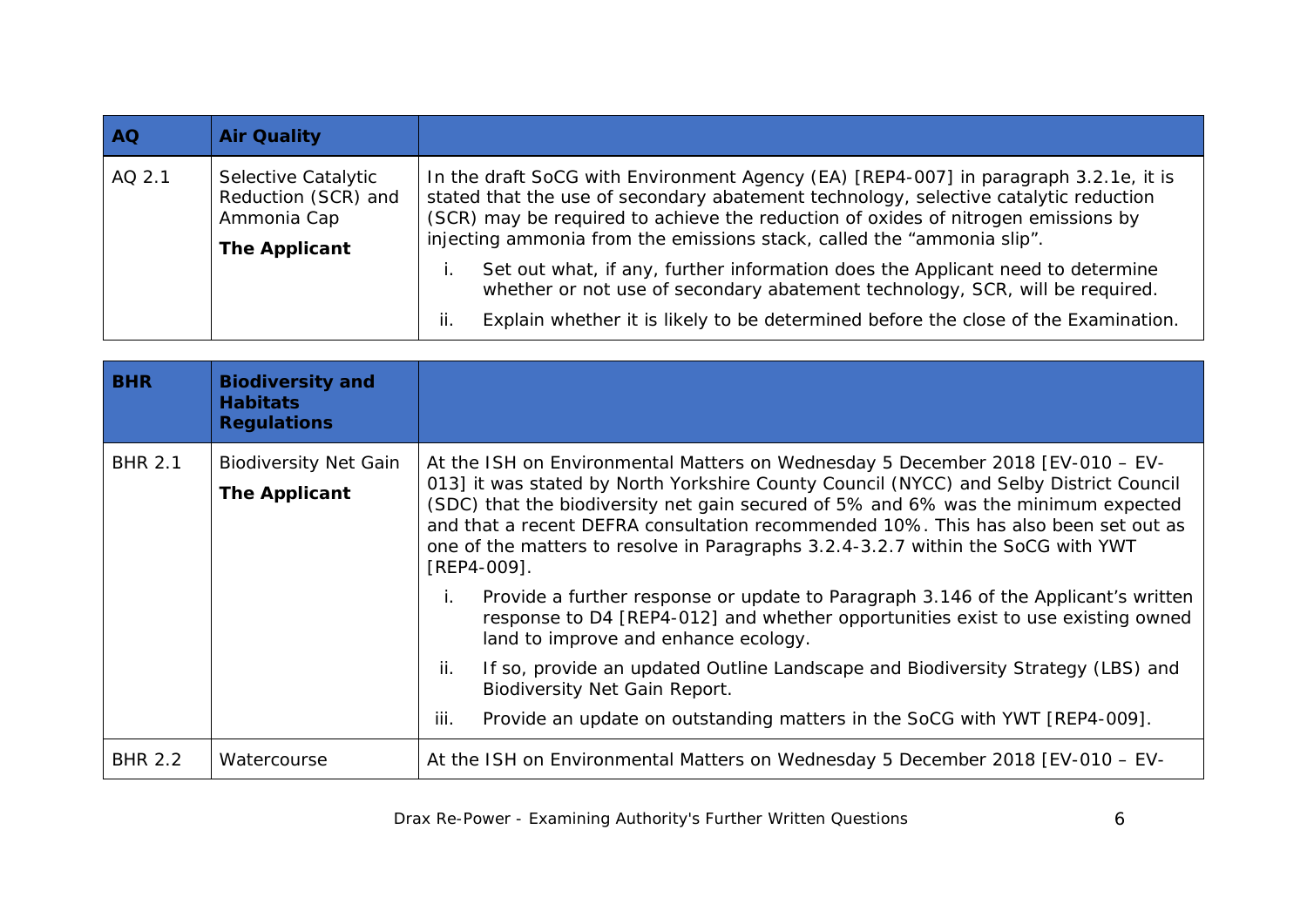| AQ | Air Quality | |
|---|---|---|
| AQ 2.1 | Selective Catalytic Reduction (SCR) and Ammonia Cap<br><br>**The Applicant** | In the draft SoCG with Environment Agency (EA) [REP4-007] in paragraph 3.2.1e, it is stated that the use of secondary abatement technology, selective catalytic reduction (SCR) may be required to achieve the reduction of oxides of nitrogen emissions by injecting ammonia from the emissions stack, called the "ammonia slip".<br><br>i. Set out what, if any, further information does the Applicant need to determine whether or not use of secondary abatement technology, SCR, will be required.<br><br>ii. Explain whether it is likely to be determined before the close of the Examination. |

| BHR | Biodiversity and Habitats Regulations | |
|---|---|---|
| BHR 2.1 | Biodiversity Net Gain<br><br>**The Applicant** | At the ISH on Environmental Matters on Wednesday 5 December 2018 [EV-010 – EV-013] it was stated by North Yorkshire County Council (NYCC) and Selby District Council (SDC) that the biodiversity net gain secured of 5% and 6% was the minimum expected and that a recent DEFRA consultation recommended 10%. This has also been set out as one of the matters to resolve in Paragraphs 3.2.4-3.2.7 within the SoCG with YWT [REP4-009].<br><br>i. Provide a further response or update to Paragraph 3.146 of the Applicant's written response to D4 [REP4-012] and whether opportunities exist to use existing owned land to improve and enhance ecology.<br><br>ii. If so, provide an updated Outline Landscape and Biodiversity Strategy (LBS) and Biodiversity Net Gain Report.<br><br>iii. Provide an update on outstanding matters in the SoCG with YWT [REP4-009]. |
| BHR 2.2 | Watercourse | At the ISH on Environmental Matters on Wednesday 5 December 2018 [EV-010 – EV- |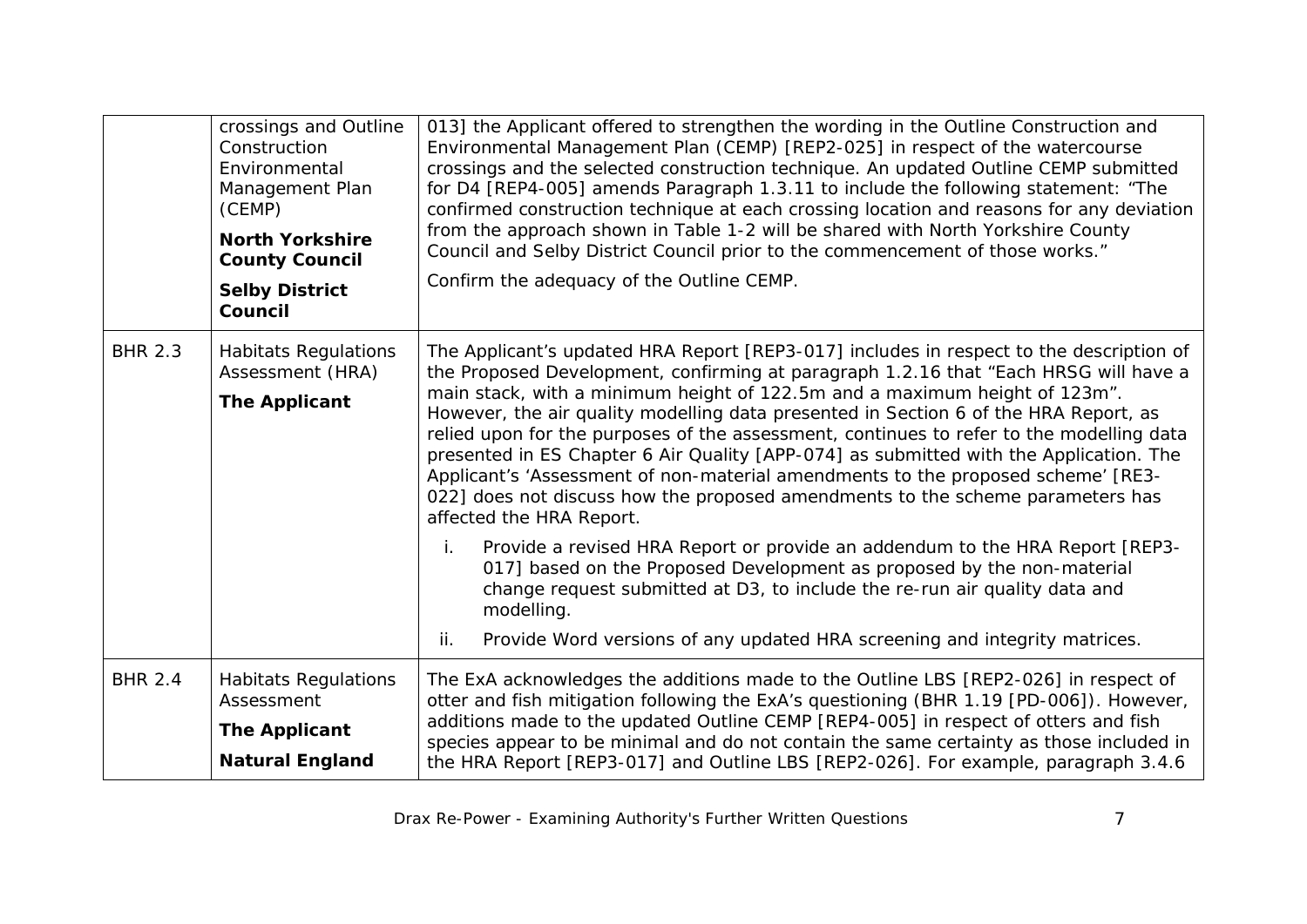| | | |
|---|---|---|
| | crossings and Outline Construction Environmental Management Plan (CEMP)<br><br>**North Yorkshire County Council**<br><br>**Selby District Council** | 013] the Applicant offered to strengthen the wording in the Outline Construction and Environmental Management Plan (CEMP) [REP2-025] in respect of the watercourse crossings and the selected construction technique. An updated Outline CEMP submitted for D4 [REP4-005] amends Paragraph 1.3.11 to include the following statement: "The confirmed construction technique at each crossing location and reasons for any deviation from the approach shown in Table 1-2 will be shared with North Yorkshire County Council and Selby District Council prior to the commencement of those works."<br><br>Confirm the adequacy of the Outline CEMP. |
| BHR 2.3 | Habitats Regulations Assessment (HRA)<br><br>**The Applicant** | The Applicant's updated HRA Report [REP3-017] includes in respect to the description of the Proposed Development, confirming at paragraph 1.2.16 that "Each HRSG will have a main stack, with a minimum height of 122.5m and a maximum height of 123m". However, the air quality modelling data presented in Section 6 of the HRA Report, as relied upon for the purposes of the assessment, continues to refer to the modelling data presented in ES Chapter 6 Air Quality [APP-074] as submitted with the Application. The Applicant's 'Assessment of non-material amendments to the proposed scheme' [RE3-022] does not discuss how the proposed amendments to the scheme parameters has affected the HRA Report.<br><br>i. Provide a revised HRA Report or provide an addendum to the HRA Report [REP3-017] based on the Proposed Development as proposed by the non-material change request submitted at D3, to include the re-run air quality data and modelling.<br><br>ii. Provide Word versions of any updated HRA screening and integrity matrices. |
| BHR 2.4 | Habitats Regulations Assessment<br><br>**The Applicant**<br><br>**Natural England** | The ExA acknowledges the additions made to the Outline LBS [REP2-026] in respect of otter and fish mitigation following the ExA's questioning (BHR 1.19 [PD-006]). However, additions made to the updated Outline CEMP [REP4-005] in respect of otters and fish species appear to be minimal and do not contain the same certainty as those included in the HRA Report [REP3-017] and Outline LBS [REP2-026]. For example, paragraph 3.4.6 |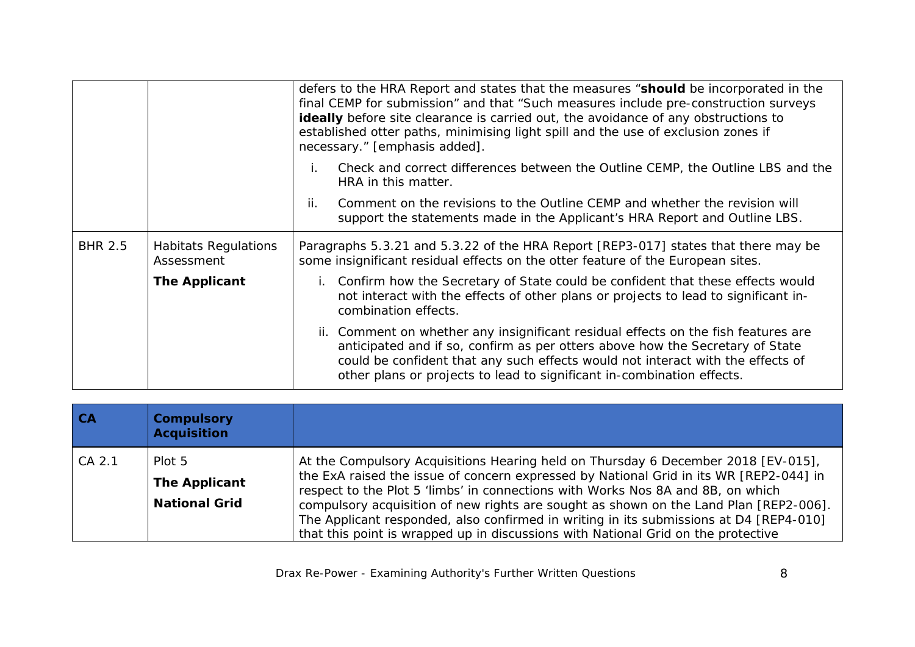| | | |
|---|---|---|
| | | defers to the HRA Report and states that the measures "**should** be incorporated in the final CEMP for submission" and that "Such measures include pre-construction surveys **ideally** before site clearance is carried out, the avoidance of any obstructions to established otter paths, minimising light spill and the use of exclusion zones if necessary." [emphasis added].<br><br>i. Check and correct differences between the Outline CEMP, the Outline LBS and the HRA in this matter.<br><br>ii. Comment on the revisions to the Outline CEMP and whether the revision will support the statements made in the Applicant's HRA Report and Outline LBS. |
| BHR 2.5 | Habitats Regulations Assessment<br><br>**The Applicant** | Paragraphs 5.3.21 and 5.3.22 of the HRA Report [REP3-017] states that there may be some insignificant residual effects on the otter feature of the European sites.<br><br>i. Confirm how the Secretary of State could be confident that these effects would not interact with the effects of other plans or projects to lead to significant in-combination effects.<br><br>ii. Comment on whether any insignificant residual effects on the fish features are anticipated and if so, confirm as per otters above how the Secretary of State could be confident that any such effects would not interact with the effects of other plans or projects to lead to significant in-combination effects. |

| **CA** | **Compulsory Acquisition** | |
|---|---|---|
| CA 2.1 | Plot 5<br><br>**The Applicant**<br><br>**National Grid** | At the Compulsory Acquisitions Hearing held on Thursday 6 December 2018 [EV-015], the ExA raised the issue of concern expressed by National Grid in its WR [REP2-044] in respect to the Plot 5 'limbs' in connections with Works Nos 8A and 8B, on which compulsory acquisition of new rights are sought as shown on the Land Plan [REP2-006]. The Applicant responded, also confirmed in writing in its submissions at D4 [REP4-010] that this point is wrapped up in discussions with National Grid on the protective |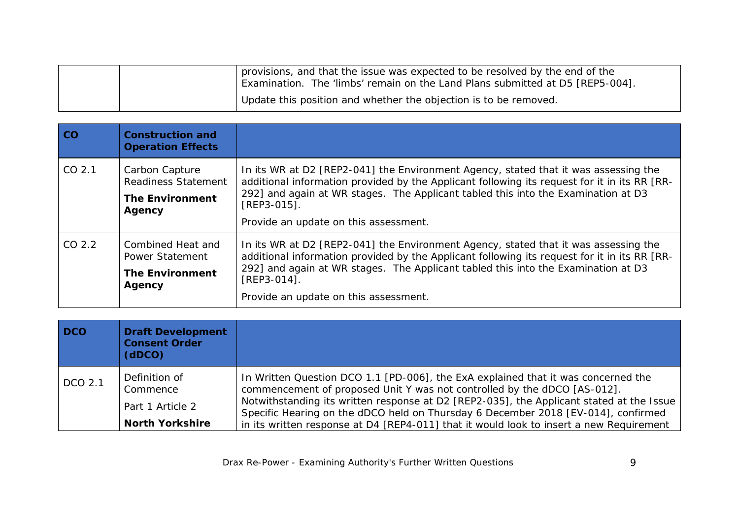| | | |
|---|---|---|
| | | provisions, and that the issue was expected to be resolved by the end of the Examination. The 'limbs' remain on the Land Plans submitted at D5 [REP5-004].<br><br>Update this position and whether the objection is to be removed. |

| **CO** | **Construction and Operation Effects** | |
|---|---|---|
| CO 2.1 | Carbon Capture Readiness Statement<br><br>**The Environment Agency** | In its WR at D2 [REP2-041] the Environment Agency, stated that it was assessing the additional information provided by the Applicant following its request for it in its RR [RR-292] and again at WR stages. The Applicant tabled this into the Examination at D3 [REP3-015].<br><br>Provide an update on this assessment. |
| CO 2.2 | Combined Heat and Power Statement<br><br>**The Environment Agency** | In its WR at D2 [REP2-041] the Environment Agency, stated that it was assessing the additional information provided by the Applicant following its request for it in its RR [RR-292] and again at WR stages. The Applicant tabled this into the Examination at D3 [REP3-014].<br><br>Provide an update on this assessment. |

| **DCO** | **Draft Development Consent Order (dDCO)** | |
|---|---|---|
| DCO 2.1 | Definition of Commence<br><br>Part 1 Article 2<br><br>**North Yorkshire** | In Written Question DCO 1.1 [PD-006], the ExA explained that it was concerned the commencement of proposed Unit Y was not controlled by the dDCO [AS-012]. Notwithstanding its written response at D2 [REP2-035], the Applicant stated at the Issue Specific Hearing on the dDCO held on Thursday 6 December 2018 [EV-014], confirmed in its written response at D4 [REP4-011] that it would look to insert a new Requirement |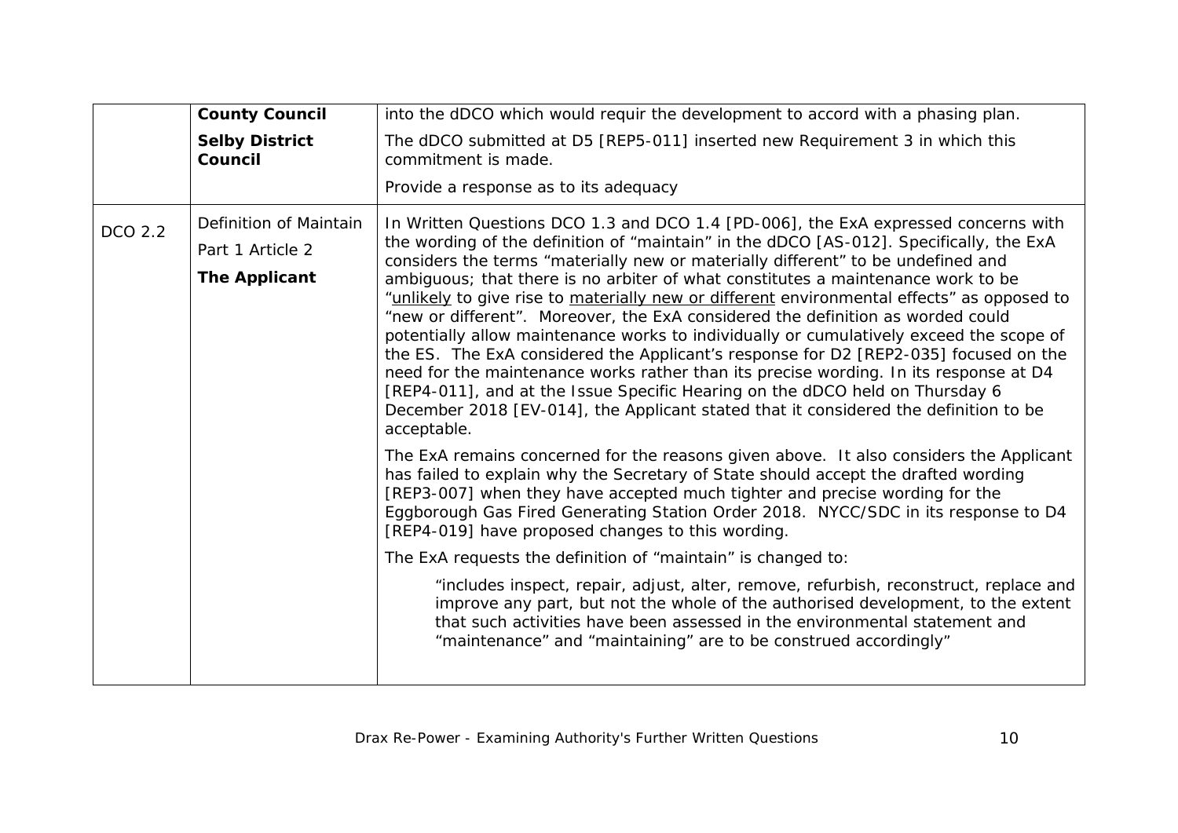| | | |
|---|---|---|
| | **County Council**<br><br>**Selby District Council** | into the dDCO which would requir the development to accord with a phasing plan.<br><br>The dDCO submitted at D5 [REP5-011] inserted new Requirement 3 in which this commitment is made.<br><br>Provide a response as to its adequacy |
| DCO 2.2 | Definition of Maintain<br><br>Part 1 Article 2<br><br>**The Applicant** | In Written Questions DCO 1.3 and DCO 1.4 [PD-006], the ExA expressed concerns with the wording of the definition of "maintain" in the dDCO [AS-012]. Specifically, the ExA considers the terms "materially new or materially different" to be undefined and ambiguous; that there is no arbiter of what constitutes a maintenance work to be "unlikely to give rise to materially new or different environmental effects" as opposed to "new or different". Moreover, the ExA considered the definition as worded could potentially allow maintenance works to individually or cumulatively exceed the scope of the ES. The ExA considered the Applicant's response for D2 [REP2-035] focused on the need for the maintenance works rather than its precise wording. In its response at D4 [REP4-011], and at the Issue Specific Hearing on the dDCO held on Thursday 6 December 2018 [EV-014], the Applicant stated that it considered the definition to be acceptable.<br><br>The ExA remains concerned for the reasons given above. It also considers the Applicant has failed to explain why the Secretary of State should accept the drafted wording [REP3-007] when they have accepted much tighter and precise wording for the Eggborough Gas Fired Generating Station Order 2018. NYCC/SDC in its response to D4 [REP4-019] have proposed changes to this wording.<br><br>The ExA requests the definition of "maintain" is changed to:<br><br>"includes inspect, repair, adjust, alter, remove, refurbish, reconstruct, replace and improve any part, but not the whole of the authorised development, to the extent that such activities have been assessed in the environmental statement and "maintenance" and "maintaining" are to be construed accordingly" |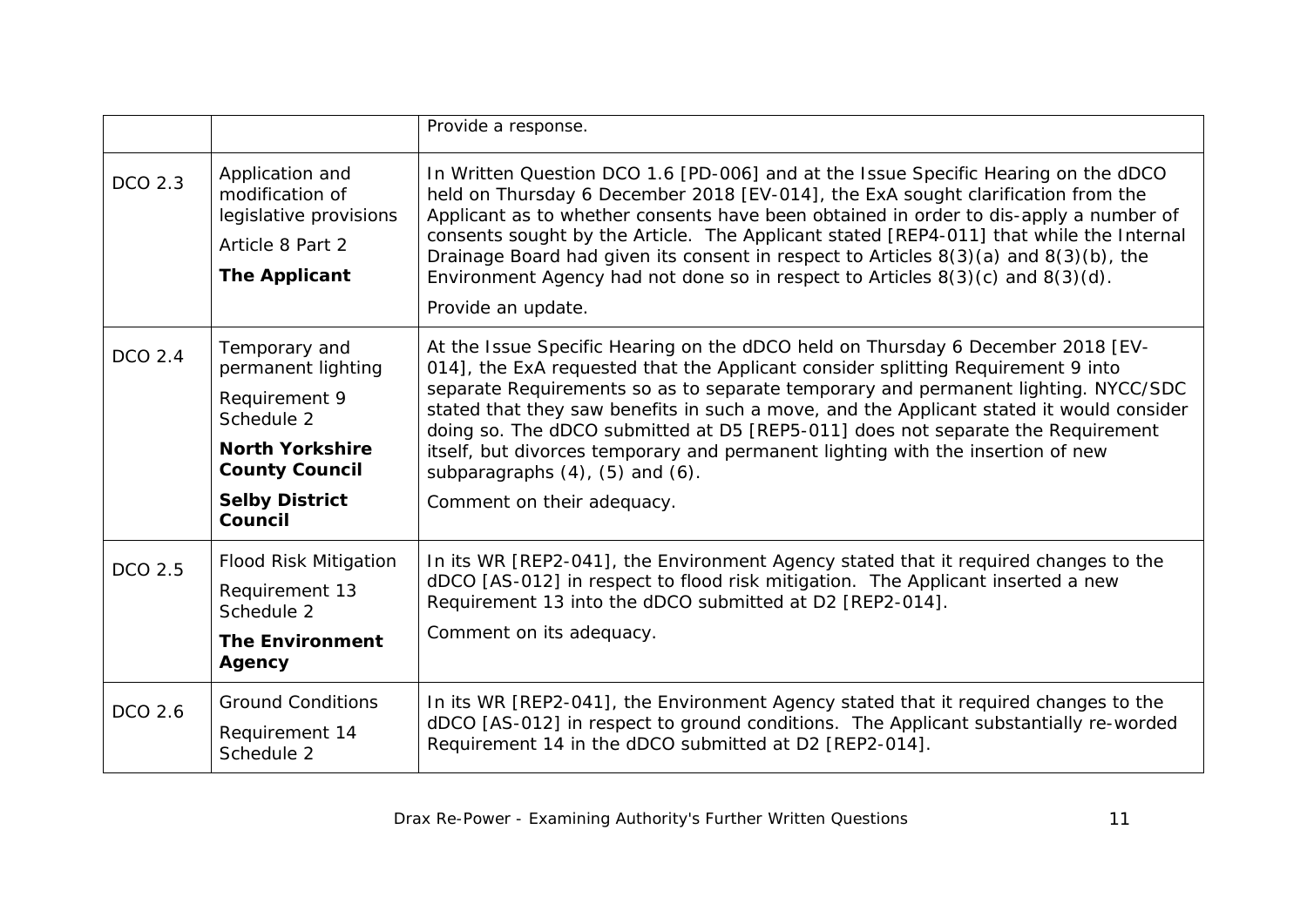| | | |
|---|---|---|
| | | Provide a response. |
| DCO 2.3 | Application and modification of legislative provisions<br><br>Article 8 Part 2<br><br>**The Applicant** | In Written Question DCO 1.6 [PD-006] and at the Issue Specific Hearing on the dDCO held on Thursday 6 December 2018 [EV-014], the ExA sought clarification from the Applicant as to whether consents have been obtained in order to dis-apply a number of consents sought by the Article. The Applicant stated [REP4-011] that while the Internal Drainage Board had given its consent in respect to Articles 8(3)(a) and 8(3)(b), the Environment Agency had not done so in respect to Articles 8(3)(c) and 8(3)(d).<br><br>Provide an update. |
| DCO 2.4 | Temporary and permanent lighting<br><br>Requirement 9 Schedule 2<br><br>**North Yorkshire County Council**<br><br>**Selby District Council** | At the Issue Specific Hearing on the dDCO held on Thursday 6 December 2018 [EV-014], the ExA requested that the Applicant consider splitting Requirement 9 into separate Requirements so as to separate temporary and permanent lighting. NYCC/SDC stated that they saw benefits in such a move, and the Applicant stated it would consider doing so. The dDCO submitted at D5 [REP5-011] does not separate the Requirement itself, but divorces temporary and permanent lighting with the insertion of new subparagraphs (4), (5) and (6).<br><br>Comment on their adequacy. |
| DCO 2.5 | Flood Risk Mitigation<br><br>Requirement 13 Schedule 2<br><br>**The Environment Agency** | In its WR [REP2-041], the Environment Agency stated that it required changes to the dDCO [AS-012] in respect to flood risk mitigation. The Applicant inserted a new Requirement 13 into the dDCO submitted at D2 [REP2-014].<br><br>Comment on its adequacy. |
| DCO 2.6 | Ground Conditions<br><br>Requirement 14 Schedule 2 | In its WR [REP2-041], the Environment Agency stated that it required changes to the dDCO [AS-012] in respect to ground conditions. The Applicant substantially re-worded Requirement 14 in the dDCO submitted at D2 [REP2-014]. |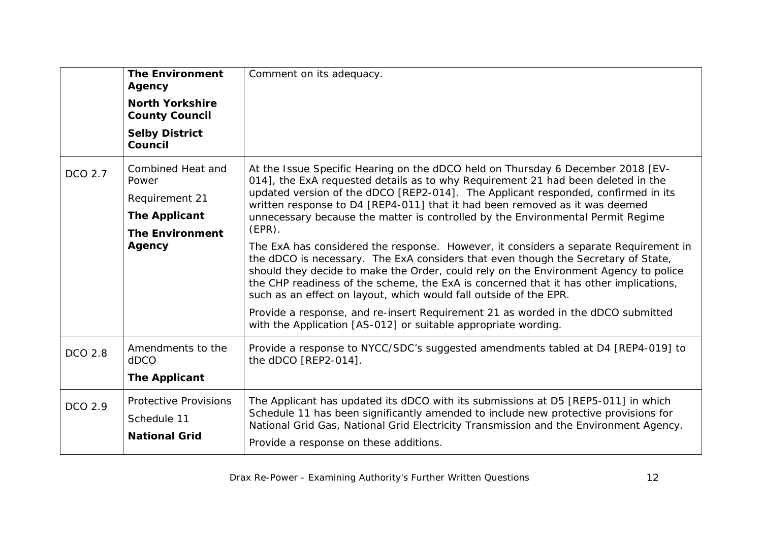| | | |
|---|---|---|
| | **The Environment Agency**<br>**North Yorkshire County Council**<br>**Selby District Council** | Comment on its adequacy. |
| DCO 2.7 | Combined Heat and Power<br>Requirement 21<br>**The Applicant**<br>**The Environment Agency** | At the Issue Specific Hearing on the dDCO held on Thursday 6 December 2018 [EV-014], the ExA requested details as to why Requirement 21 had been deleted in the updated version of the dDCO [REP2-014]. The Applicant responded, confirmed in its written response to D4 [REP4-011] that it had been removed as it was deemed unnecessary because the matter is controlled by the Environmental Permit Regime (EPR).<br>The ExA has considered the response. However, it considers a separate Requirement in the dDCO is necessary. The ExA considers that even though the Secretary of State, should they decide to make the Order, could rely on the Environment Agency to police the CHP readiness of the scheme, the ExA is concerned that it has other implications, such as an effect on layout, which would fall outside of the EPR.<br>Provide a response, and re-insert Requirement 21 as worded in the dDCO submitted with the Application [AS-012] or suitable appropriate wording. |
| DCO 2.8 | Amendments to the dDCO<br>**The Applicant** | Provide a response to NYCC/SDC's suggested amendments tabled at D4 [REP4-019] to the dDCO [REP2-014]. |
| DCO 2.9 | Protective Provisions<br>Schedule 11<br>**National Grid** | The Applicant has updated its dDCO with its submissions at D5 [REP5-011] in which Schedule 11 has been significantly amended to include new protective provisions for National Grid Gas, National Grid Electricity Transmission and the Environment Agency.<br>Provide a response on these additions. |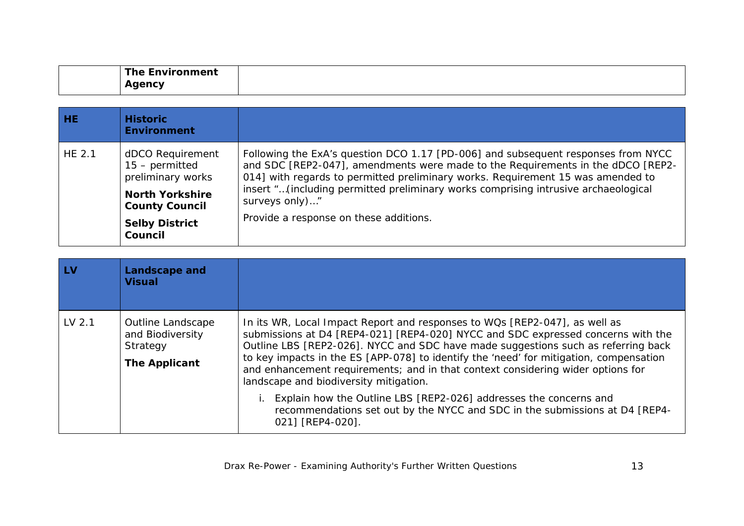| | | |
|---|---|---|
| | **The Environment Agency** | |

| **HE** | **Historic Environment** | |
|---|---|---|
| HE 2.1 | dDCO Requirement 15 – permitted preliminary works<br><br>**North Yorkshire County Council**<br><br>**Selby District Council** | Following the ExA's question DCO 1.17 [PD-006] and subsequent responses from NYCC and SDC [REP2-047], amendments were made to the Requirements in the dDCO [REP2-014] with regards to permitted preliminary works. Requirement 15 was amended to insert "…(including permitted preliminary works comprising intrusive archaeological surveys only)…"<br><br>Provide a response on these additions. |

| **LV** | **Landscape and Visual** | |
|---|---|---|
| LV 2.1 | Outline Landscape and Biodiversity Strategy<br><br>**The Applicant** | In its WR, Local Impact Report and responses to WQs [REP2-047], as well as submissions at D4 [REP4-021] [REP4-020] NYCC and SDC expressed concerns with the Outline LBS [REP2-026]. NYCC and SDC have made suggestions such as referring back to key impacts in the ES [APP-078] to identify the 'need' for mitigation, compensation and enhancement requirements; and in that context considering wider options for landscape and biodiversity mitigation.<br><br>i. Explain how the Outline LBS [REP2-026] addresses the concerns and recommendations set out by the NYCC and SDC in the submissions at D4 [REP4-021] [REP4-020]. |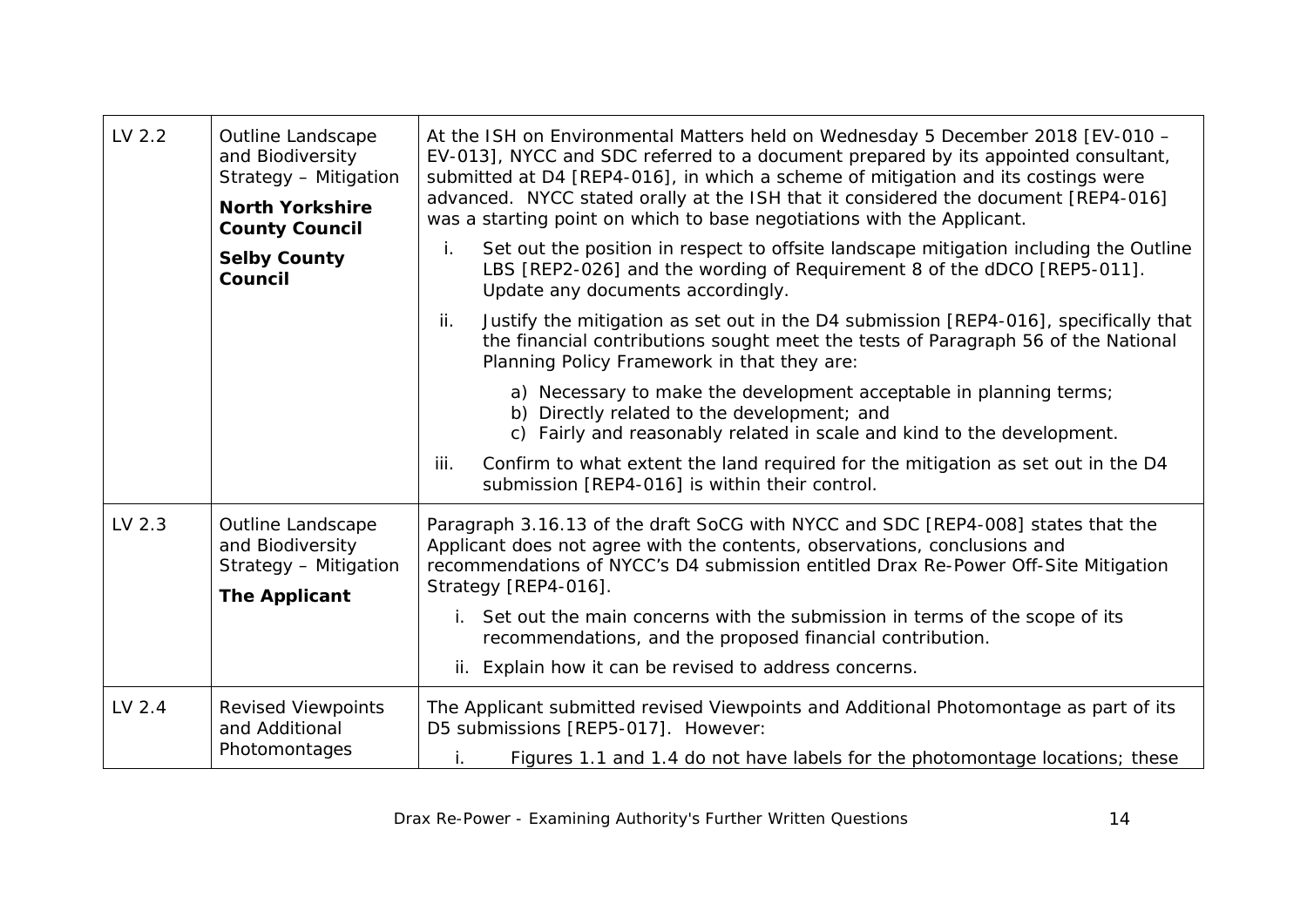| | | |
|---|---|---|
| LV 2.2 | Outline Landscape and Biodiversity Strategy – Mitigation<br>**North Yorkshire County Council**<br>**Selby County Council** | At the ISH on Environmental Matters held on Wednesday 5 December 2018 [EV-010 – EV-013], NYCC and SDC referred to a document prepared by its appointed consultant, submitted at D4 [REP4-016], in which a scheme of mitigation and its costings were advanced. NYCC stated orally at the ISH that it considered the document [REP4-016] was a starting point on which to base negotiations with the Applicant.<br>i. Set out the position in respect to offsite landscape mitigation including the Outline LBS [REP2-026] and the wording of Requirement 8 of the dDCO [REP5-011]. Update any documents accordingly.<br>ii. Justify the mitigation as set out in the D4 submission [REP4-016], specifically that the financial contributions sought meet the tests of Paragraph 56 of the National Planning Policy Framework in that they are:<br>a) Necessary to make the development acceptable in planning terms;<br>b) Directly related to the development; and<br>c) Fairly and reasonably related in scale and kind to the development.<br>iii. Confirm to what extent the land required for the mitigation as set out in the D4 submission [REP4-016] is within their control. |
| LV 2.3 | Outline Landscape and Biodiversity Strategy – Mitigation<br>**The Applicant** | Paragraph 3.16.13 of the draft SoCG with NYCC and SDC [REP4-008] states that the Applicant does not agree with the contents, observations, conclusions and recommendations of NYCC's D4 submission entitled Drax Re-Power Off-Site Mitigation Strategy [REP4-016].<br>i. Set out the main concerns with the submission in terms of the scope of its recommendations, and the proposed financial contribution.<br>ii. Explain how it can be revised to address concerns. |
| LV 2.4 | Revised Viewpoints and Additional Photomontages | The Applicant submitted revised Viewpoints and Additional Photomontage as part of its D5 submissions [REP5-017]. However:<br>i. Figures 1.1 and 1.4 do not have labels for the photomontage locations; these |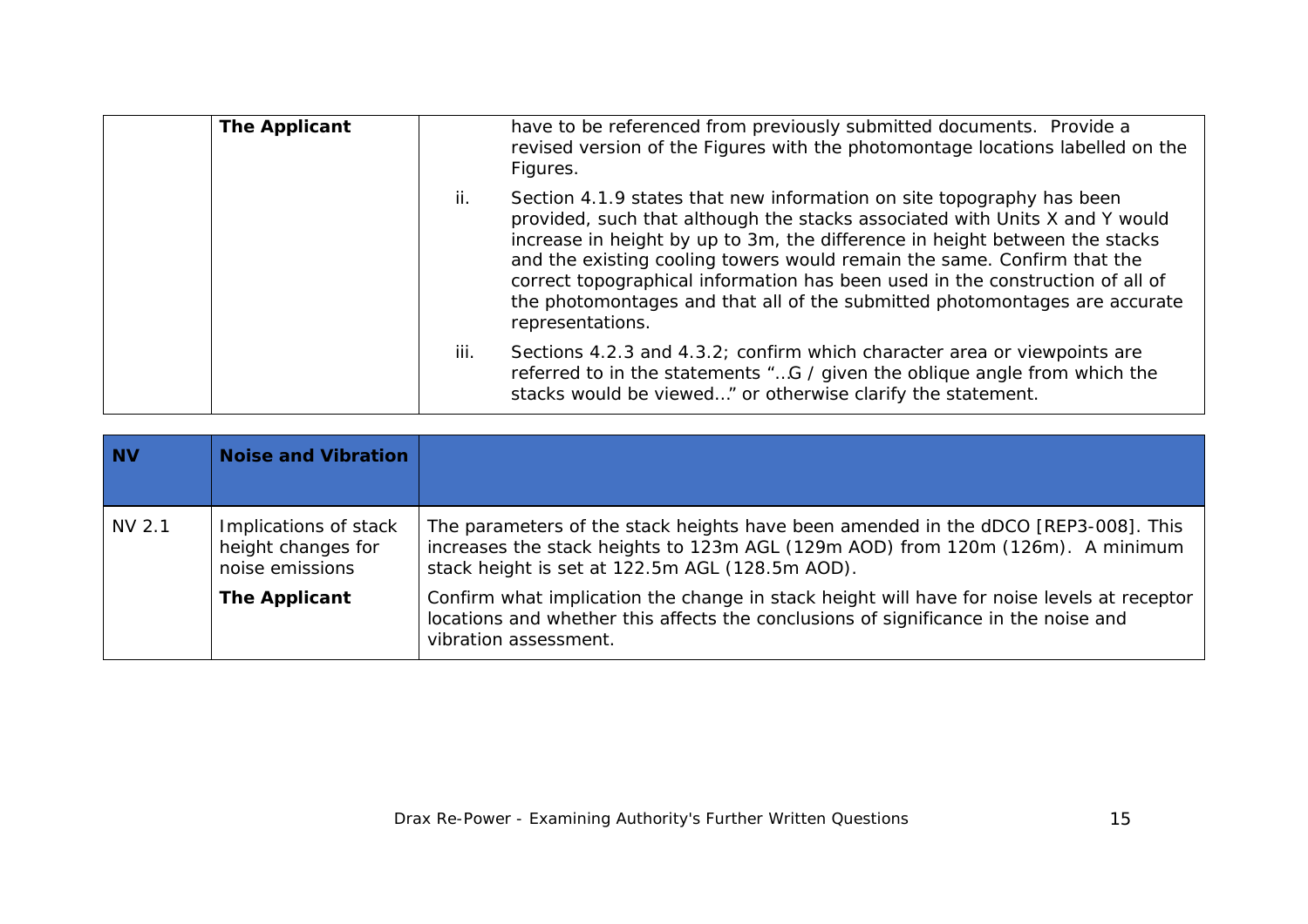| | | | |
|---|---|---|---|
| | **The Applicant** | | have to be referenced from previously submitted documents. Provide a revised version of the Figures with the photomontage locations labelled on the Figures. |
| | | ii. | Section 4.1.9 states that new information on site topography has been provided, such that although the stacks associated with Units X and Y would increase in height by up to 3m, the difference in height between the stacks and the existing cooling towers would remain the same. Confirm that the correct topographical information has been used in the construction of all of the photomontages and that all of the submitted photomontages are accurate representations. |
| | | iii. | Sections 4.2.3 and 4.3.2; confirm which character area or viewpoints are referred to in the statements "…G / given the oblique angle from which the stacks would be viewed…" or otherwise clarify the statement. |

| **NV** | **Noise and Vibration** | |
|---|---|---|
| NV 2.1 | Implications of stack height changes for noise emissions<br><br>**The Applicant** | The parameters of the stack heights have been amended in the dDCO [REP3-008]. This increases the stack heights to 123m AGL (129m AOD) from 120m (126m). A minimum stack height is set at 122.5m AGL (128.5m AOD).<br><br>Confirm what implication the change in stack height will have for noise levels at receptor locations and whether this affects the conclusions of significance in the noise and vibration assessment. |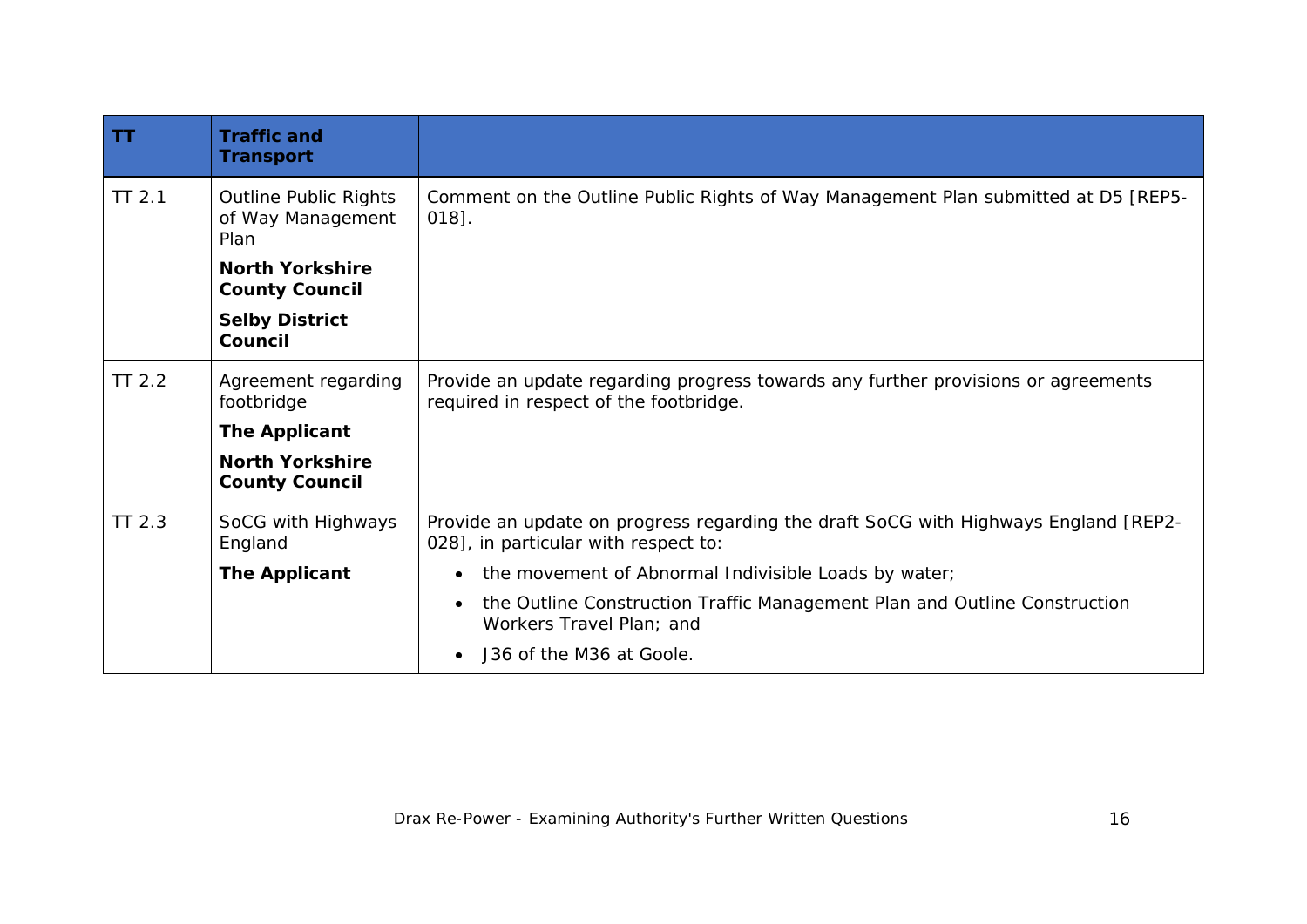| **TT** | **Traffic and Transport** | |
|---|---|---|
| TT 2.1 | Outline Public Rights of Way Management Plan<br>**North Yorkshire County Council**<br>**Selby District Council** | Comment on the Outline Public Rights of Way Management Plan submitted at D5 [REP5-018]. |
| TT 2.2 | Agreement regarding footbridge<br>**The Applicant**<br>**North Yorkshire County Council** | Provide an update regarding progress towards any further provisions or agreements required in respect of the footbridge. |
| TT 2.3 | SoCG with Highways England<br>**The Applicant** | Provide an update on progress regarding the draft SoCG with Highways England [REP2-028], in particular with respect to:<br>• the movement of Abnormal Indivisible Loads by water;<br>• the Outline Construction Traffic Management Plan and Outline Construction Workers Travel Plan; and<br>• J36 of the M36 at Goole. |